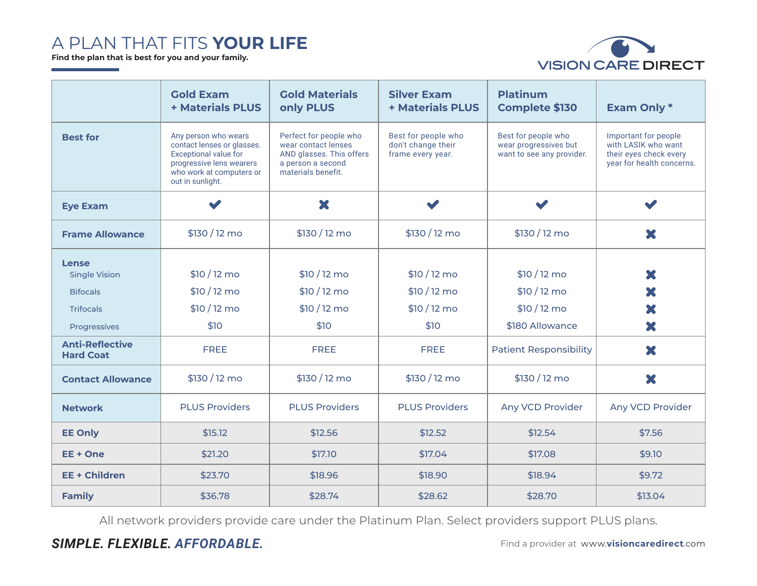# A PLAN THAT FITS **YOUR LIFE**

**Find the plan that is best for you and your family.**

VISION CARE DIRECT

| | Gold Exam + Materials PLUS | Gold Materials only PLUS | Silver Exam + Materials PLUS | Platinum Complete $130 | Exam Only * |
|---|---|---|---|---|---|
| **Best for** | Any person who wears contact lenses or glasses. Exceptional value for progressive lens wearers who work at computers or out in sunlight. | Perfect for people who wear contact lenses AND glasses. This offers a person a second materials benefit. | Best for people who don't change their frame every year. | Best for people who wear progressives but want to see any provider. | Important for people with LASIK who want their eyes check every year for health concerns. |
| **Eye Exam** | ✔ | ✖ | ✔ | ✔ | ✔ |
| **Frame Allowance** | $130 / 12 mo | $130 / 12 mo | $130 / 12 mo | $130 / 12 mo | ✖ |
| **Lense** | | | | | |
| Single Vision | $10 / 12 mo | $10 / 12 mo | $10 / 12 mo | $10 / 12 mo | ✖ |
| Bifocals | $10 / 12 mo | $10 / 12 mo | $10 / 12 mo | $10 / 12 mo | ✖ |
| Trifocals | $10 / 12 mo | $10 / 12 mo | $10 / 12 mo | $10 / 12 mo | ✖ |
| Progressives | $10 | $10 | $10 | $180 Allowance | ✖ |
| **Anti-Reflective Hard Coat** | FREE | FREE | FREE | Patient Responsibility | ✖ |
| **Contact Allowance** | $130 / 12 mo | $130 / 12 mo | $130 / 12 mo | $130 / 12 mo | ✖ |
| **Network** | PLUS Providers | PLUS Providers | PLUS Providers | Any VCD Provider | Any VCD Provider |
| **EE Only** | $15.12 | $12.56 | $12.52 | $12.54 | $7.56 |
| **EE + One** | $21.20 | $17.10 | $17.04 | $17.08 | $9.10 |
| **EE + Children** | $23.70 | $18.96 | $18.90 | $18.94 | $9.72 |
| **Family** | $36.78 | $28.74 | $28.62 | $28.70 | $13.04 |

All network providers provide care under the Platinum Plan. Select providers support PLUS plans.

***SIMPLE. FLEXIBLE. AFFORDABLE.***

Find a provider at www.**visioncaredirect**.com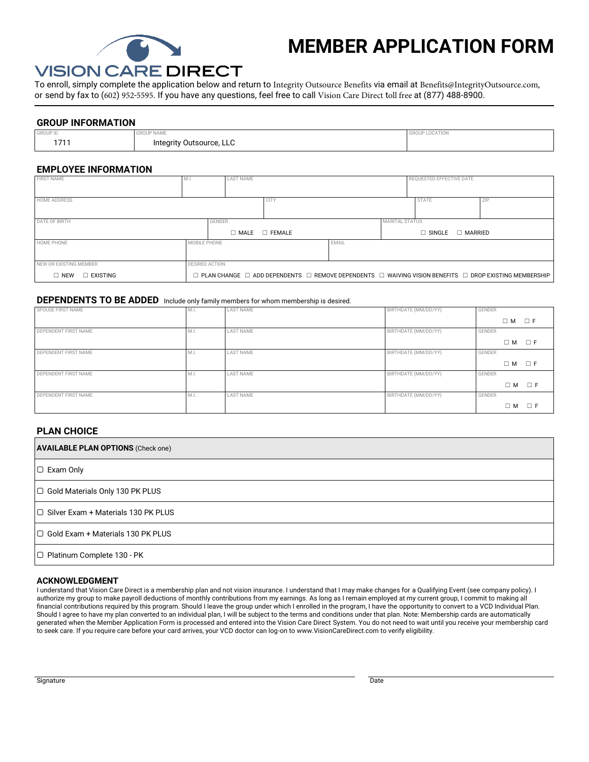VISION CARE DIRECT

# MEMBER APPLICATION FORM

To enroll, simply complete the application below and return to Integrity Outsource Benefits via email at Benefits@IntegrityOutsource.com, or send by fax to (602) 952-5595. If you have any questions, feel free to call Vision Care Direct toll free at (877) 488-8900.

## GROUP INFORMATION

| GROUP ID | GROUP NAME | GROUP LOCATION |
|---|---|---|
| 1711 | Integrity Outsource, LLC | |

## EMPLOYEE INFORMATION

| FIRST NAME | M.I. | LAST NAME | REQUESTED EFFECTIVE DATE |
|---|---|---|---|
| | | | |

| HOME ADDRESS | CITY | STATE | ZIP |
|---|---|---|---|
| | | | |

| DATE OF BIRTH | GENDER | MARITAL STATUS |
|---|---|---|
| | ☐ MALE ☐ FEMALE | ☐ SINGLE ☐ MARRIED |

| HOME PHONE | MOBILE PHONE | EMAIL |
|---|---|---|
| | | |

| NEW OR EXISTING MEMBER | DESIRED ACTION |
|---|---|
| ☐ NEW ☐ EXISTING | ☐ PLAN CHANGE ☐ ADD DEPENDENTS ☐ REMOVE DEPENDENTS ☐ WAIVING VISION BENEFITS ☐ DROP EXISTING MEMBERSHIP |

## DEPENDENTS TO BE ADDED

Include only family members for whom membership is desired.

| FIRST NAME | M.I. | LAST NAME | BIRTHDATE (MM/DD/YY) | GENDER |
|---|---|---|---|---|
| SPOUSE FIRST NAME | | | | ☐ M ☐ F |
| DEPENDENT FIRST NAME | | | | ☐ M ☐ F |
| DEPENDENT FIRST NAME | | | | ☐ M ☐ F |
| DEPENDENT FIRST NAME | | | | ☐ M ☐ F |
| DEPENDENT FIRST NAME | | | | ☐ M ☐ F |

## PLAN CHOICE

| **AVAILABLE PLAN OPTIONS** (Check one) |
|---|
| ☐ Exam Only |
| ☐ Gold Materials Only 130 PK PLUS |
| ☐ Silver Exam + Materials 130 PK PLUS |
| ☐ Gold Exam + Materials 130 PK PLUS |
| ☐ Platinum Complete 130 - PK |

## ACKNOWLEDGMENT

I understand that Vision Care Direct is a membership plan and not vision insurance. I understand that I may make changes for a Qualifying Event (see company policy). I authorize my group to make payroll deductions of monthly contributions from my earnings. As long as I remain employed at my current group, I commit to making all financial contributions required by this program. Should I leave the group under which I enrolled in the program, I have the opportunity to convert to a VCD Individual Plan. Should I agree to have my plan converted to an individual plan, I will be subject to the terms and conditions under that plan. Note: Membership cards are automatically generated when the Member Application Form is processed and entered into the Vision Care Direct System. You do not need to wait until you receive your membership card to seek care. If you require care before your card arrives, your VCD doctor can log-on to www.VisionCareDirect.com to verify eligibility.

Signature ______________________ Date ______________